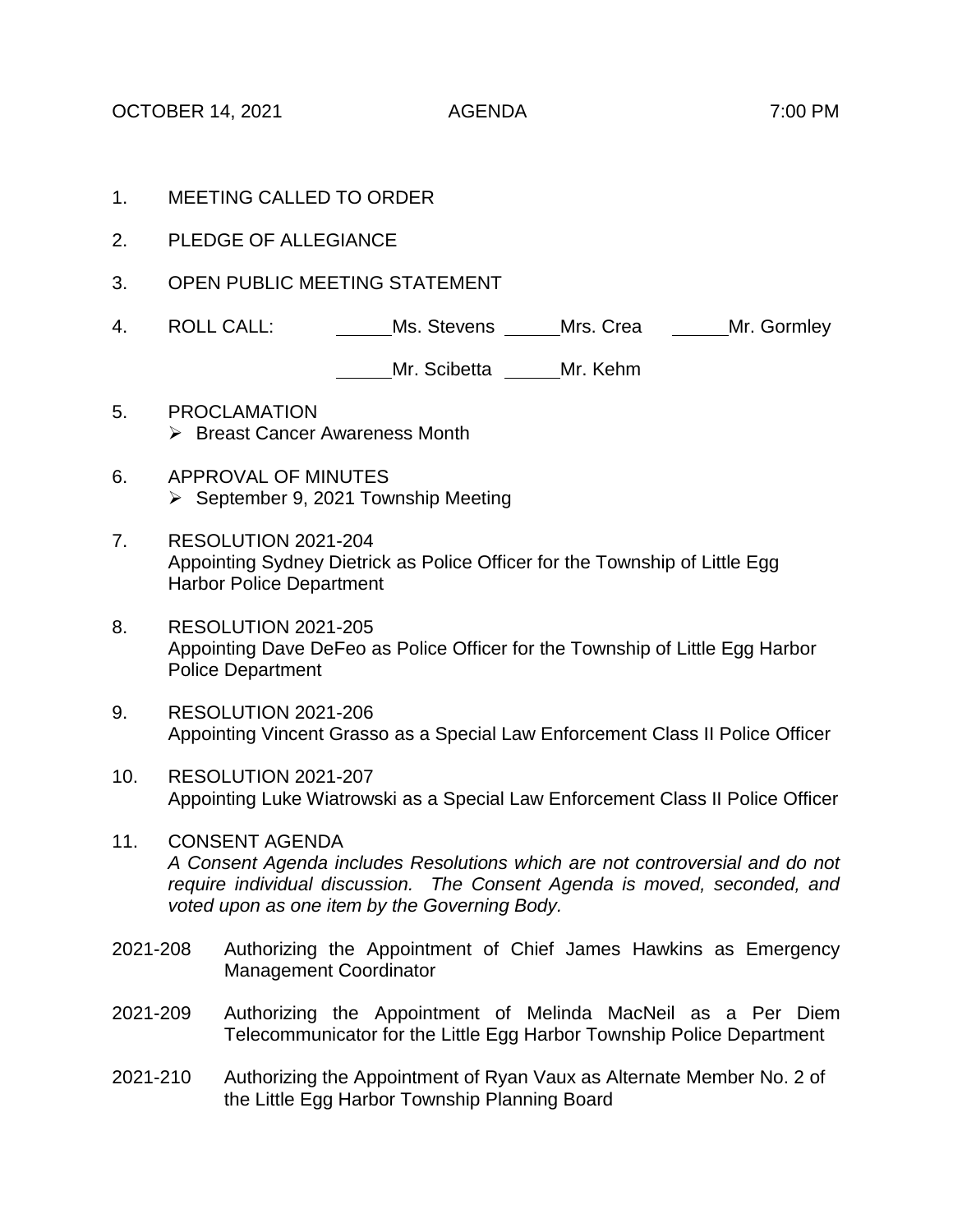OCTOBER 14, 2021 AGENDA 7:00 PM

1. MEETING CALLED TO ORDER

2. PLEDGE OF ALLEGIANCE

3. OPEN PUBLIC MEETING STATEMENT

4. ROLL CALL: \_\_\_\_\_Ms. Stevens \_\_\_\_\_Mrs. Crea \_\_\_\_\_Mr. Gormley

   \_\_\_\_\_Mr. Scibetta \_\_\_\_\_Mr. Kehm

5. PROCLAMATION
   - Breast Cancer Awareness Month

6. APPROVAL OF MINUTES
   - September 9, 2021 Township Meeting

7. RESOLUTION 2021-204
   Appointing Sydney Dietrick as Police Officer for the Township of Little Egg Harbor Police Department

8. RESOLUTION 2021-205
   Appointing Dave DeFeo as Police Officer for the Township of Little Egg Harbor Police Department

9. RESOLUTION 2021-206
   Appointing Vincent Grasso as a Special Law Enforcement Class II Police Officer

10. RESOLUTION 2021-207
    Appointing Luke Wiatrowski as a Special Law Enforcement Class II Police Officer

11. CONSENT AGENDA
    *A Consent Agenda includes Resolutions which are not controversial and do not require individual discussion. The Consent Agenda is moved, seconded, and voted upon as one item by the Governing Body.*

2021-208 Authorizing the Appointment of Chief James Hawkins as Emergency Management Coordinator

2021-209 Authorizing the Appointment of Melinda MacNeil as a Per Diem Telecommunicator for the Little Egg Harbor Township Police Department

2021-210 Authorizing the Appointment of Ryan Vaux as Alternate Member No. 2 of the Little Egg Harbor Township Planning Board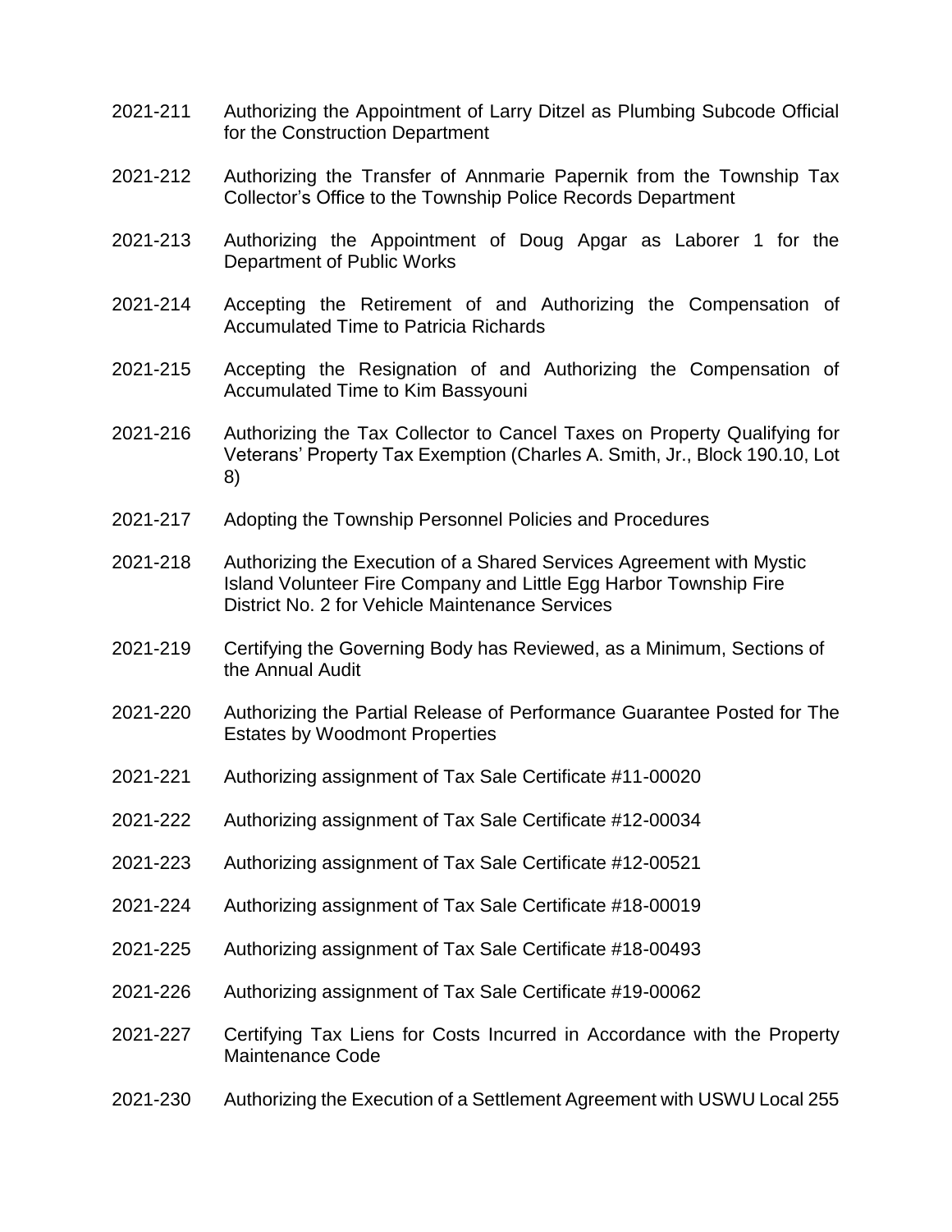2021-211 Authorizing the Appointment of Larry Ditzel as Plumbing Subcode Official for the Construction Department

2021-212 Authorizing the Transfer of Annmarie Papernik from the Township Tax Collector's Office to the Township Police Records Department

2021-213 Authorizing the Appointment of Doug Apgar as Laborer 1 for the Department of Public Works

2021-214 Accepting the Retirement of and Authorizing the Compensation of Accumulated Time to Patricia Richards

2021-215 Accepting the Resignation of and Authorizing the Compensation of Accumulated Time to Kim Bassyouni

2021-216 Authorizing the Tax Collector to Cancel Taxes on Property Qualifying for Veterans' Property Tax Exemption (Charles A. Smith, Jr., Block 190.10, Lot 8)

2021-217 Adopting the Township Personnel Policies and Procedures

2021-218 Authorizing the Execution of a Shared Services Agreement with Mystic Island Volunteer Fire Company and Little Egg Harbor Township Fire District No. 2 for Vehicle Maintenance Services

2021-219 Certifying the Governing Body has Reviewed, as a Minimum, Sections of the Annual Audit

2021-220 Authorizing the Partial Release of Performance Guarantee Posted for The Estates by Woodmont Properties

2021-221 Authorizing assignment of Tax Sale Certificate #11-00020

2021-222 Authorizing assignment of Tax Sale Certificate #12-00034

2021-223 Authorizing assignment of Tax Sale Certificate #12-00521

2021-224 Authorizing assignment of Tax Sale Certificate #18-00019

2021-225 Authorizing assignment of Tax Sale Certificate #18-00493

2021-226 Authorizing assignment of Tax Sale Certificate #19-00062

2021-227 Certifying Tax Liens for Costs Incurred in Accordance with the Property Maintenance Code

2021-230 Authorizing the Execution of a Settlement Agreement with USWU Local 255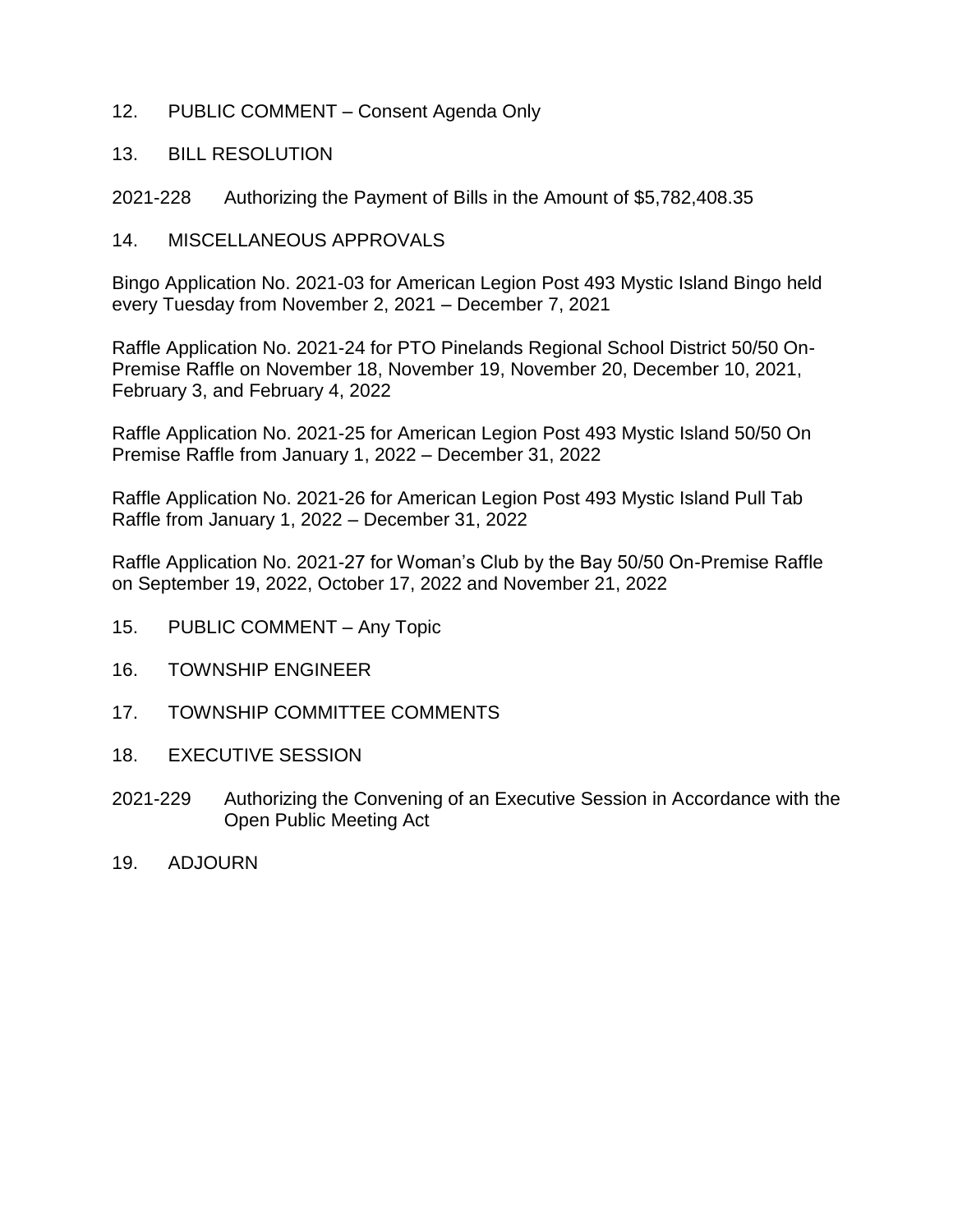12. PUBLIC COMMENT – Consent Agenda Only

13. BILL RESOLUTION

2021-228 Authorizing the Payment of Bills in the Amount of $5,782,408.35

14. MISCELLANEOUS APPROVALS

Bingo Application No. 2021-03 for American Legion Post 493 Mystic Island Bingo held every Tuesday from November 2, 2021 – December 7, 2021

Raffle Application No. 2021-24 for PTO Pinelands Regional School District 50/50 On-Premise Raffle on November 18, November 19, November 20, December 10, 2021, February 3, and February 4, 2022

Raffle Application No. 2021-25 for American Legion Post 493 Mystic Island 50/50 On Premise Raffle from January 1, 2022 – December 31, 2022

Raffle Application No. 2021-26 for American Legion Post 493 Mystic Island Pull Tab Raffle from January 1, 2022 – December 31, 2022

Raffle Application No. 2021-27 for Woman's Club by the Bay 50/50 On-Premise Raffle on September 19, 2022, October 17, 2022 and November 21, 2022

15. PUBLIC COMMENT – Any Topic

16. TOWNSHIP ENGINEER

17. TOWNSHIP COMMITTEE COMMENTS

18. EXECUTIVE SESSION

2021-229 Authorizing the Convening of an Executive Session in Accordance with the Open Public Meeting Act

19. ADJOURN